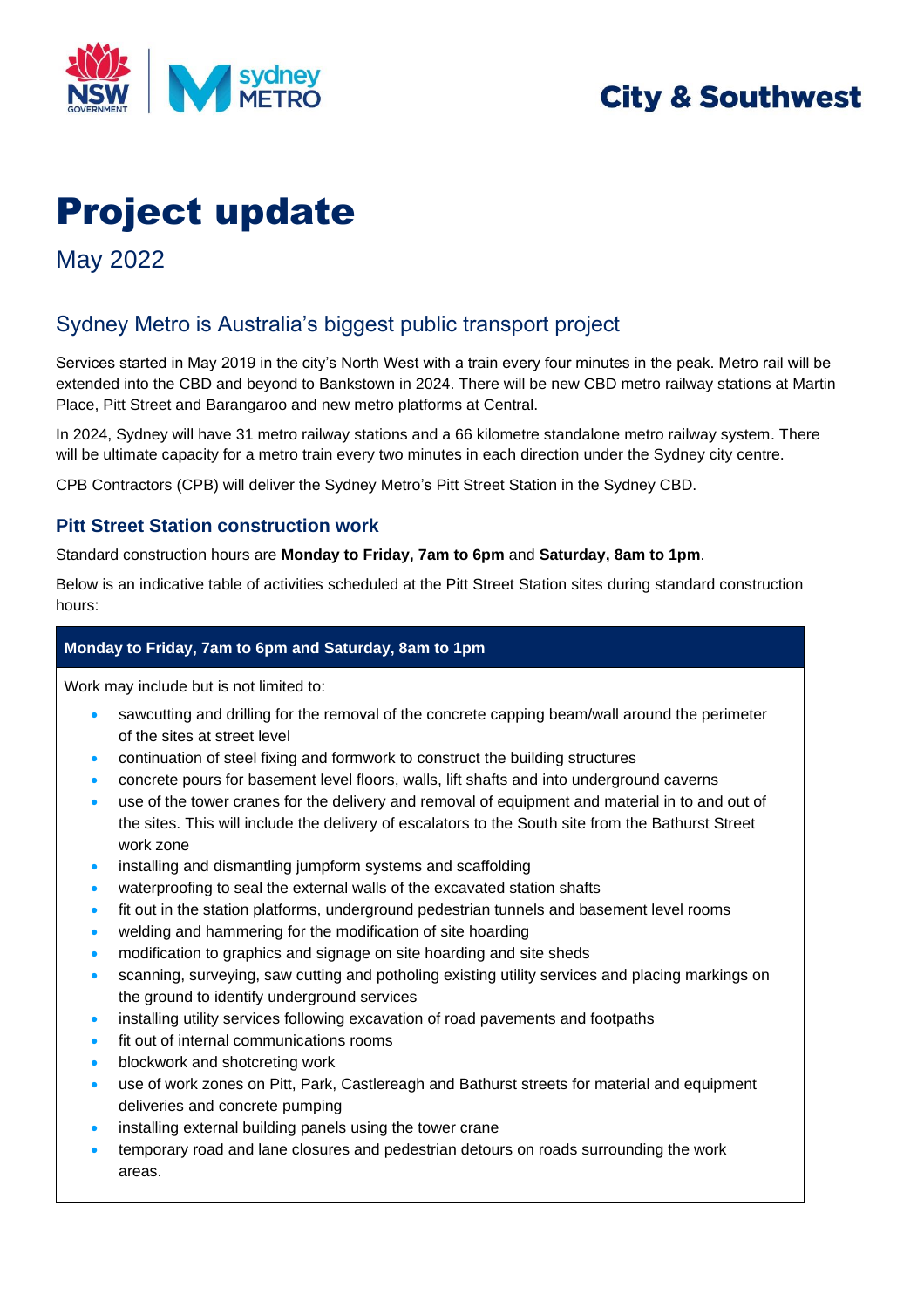City & Southwest

# Project update

May 2022

## Sydney Metro is Australia's biggest public transport project

Services started in May 2019 in the city's North West with a train every four minutes in the peak. Metro rail will be extended into the CBD and beyond to Bankstown in 2024. There will be new CBD metro railway stations at Martin Place, Pitt Street and Barangaroo and new metro platforms at Central.

In 2024, Sydney will have 31 metro railway stations and a 66 kilometre standalone metro railway system. There will be ultimate capacity for a metro train every two minutes in each direction under the Sydney city centre.

CPB Contractors (CPB) will deliver the Sydney Metro's Pitt Street Station in the Sydney CBD.

### Pitt Street Station construction work

Standard construction hours are **Monday to Friday, 7am to 6pm** and **Saturday, 8am to 1pm**.

Below is an indicative table of activities scheduled at the Pitt Street Station sites during standard construction hours:

**Monday to Friday, 7am to 6pm and Saturday, 8am to 1pm**

Work may include but is not limited to:

- sawcutting and drilling for the removal of the concrete capping beam/wall around the perimeter of the sites at street level
- continuation of steel fixing and formwork to construct the building structures
- concrete pours for basement level floors, walls, lift shafts and into underground caverns
- use of the tower cranes for the delivery and removal of equipment and material in to and out of the sites. This will include the delivery of escalators to the South site from the Bathurst Street work zone
- installing and dismantling jumpform systems and scaffolding
- waterproofing to seal the external walls of the excavated station shafts
- fit out in the station platforms, underground pedestrian tunnels and basement level rooms
- welding and hammering for the modification of site hoarding
- modification to graphics and signage on site hoarding and site sheds
- scanning, surveying, saw cutting and potholing existing utility services and placing markings on the ground to identify underground services
- installing utility services following excavation of road pavements and footpaths
- fit out of internal communications rooms
- blockwork and shotcreting work
- use of work zones on Pitt, Park, Castlereagh and Bathurst streets for material and equipment deliveries and concrete pumping
- installing external building panels using the tower crane
- temporary road and lane closures and pedestrian detours on roads surrounding the work areas.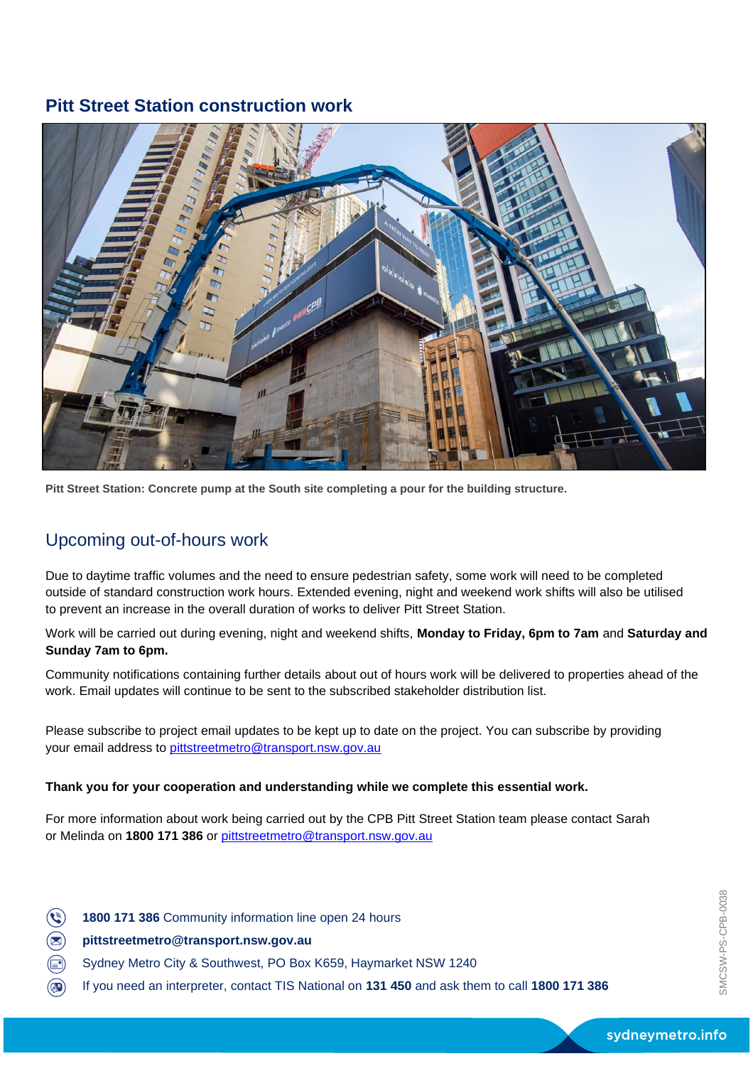## Pitt Street Station construction work

Pitt Street Station: Concrete pump at the South site completing a pour for the building structure.

## Upcoming out-of-hours work

Due to daytime traffic volumes and the need to ensure pedestrian safety, some work will need to be completed outside of standard construction work hours. Extended evening, night and weekend work shifts will also be utilised to prevent an increase in the overall duration of works to deliver Pitt Street Station.

Work will be carried out during evening, night and weekend shifts, **Monday to Friday, 6pm to 7am** and **Saturday and Sunday 7am to 6pm.**

Community notifications containing further details about out of hours work will be delivered to properties ahead of the work. Email updates will continue to be sent to the subscribed stakeholder distribution list.

Please subscribe to project email updates to be kept up to date on the project. You can subscribe by providing your email address to pittstreetmetro@transport.nsw.gov.au

**Thank you for your cooperation and understanding while we complete this essential work.**

For more information about work being carried out by the CPB Pitt Street Station team please contact Sarah or Melinda on **1800 171 386** or pittstreetmetro@transport.nsw.gov.au

**1800 171 386** Community information line open 24 hours

**pittstreetmetro@transport.nsw.gov.au**

Sydney Metro City & Southwest, PO Box K659, Haymarket NSW 1240

If you need an interpreter, contact TIS National on **131 450** and ask them to call **1800 171 386**

SMCSW-PS-CPB-0038

sydneymetro.info